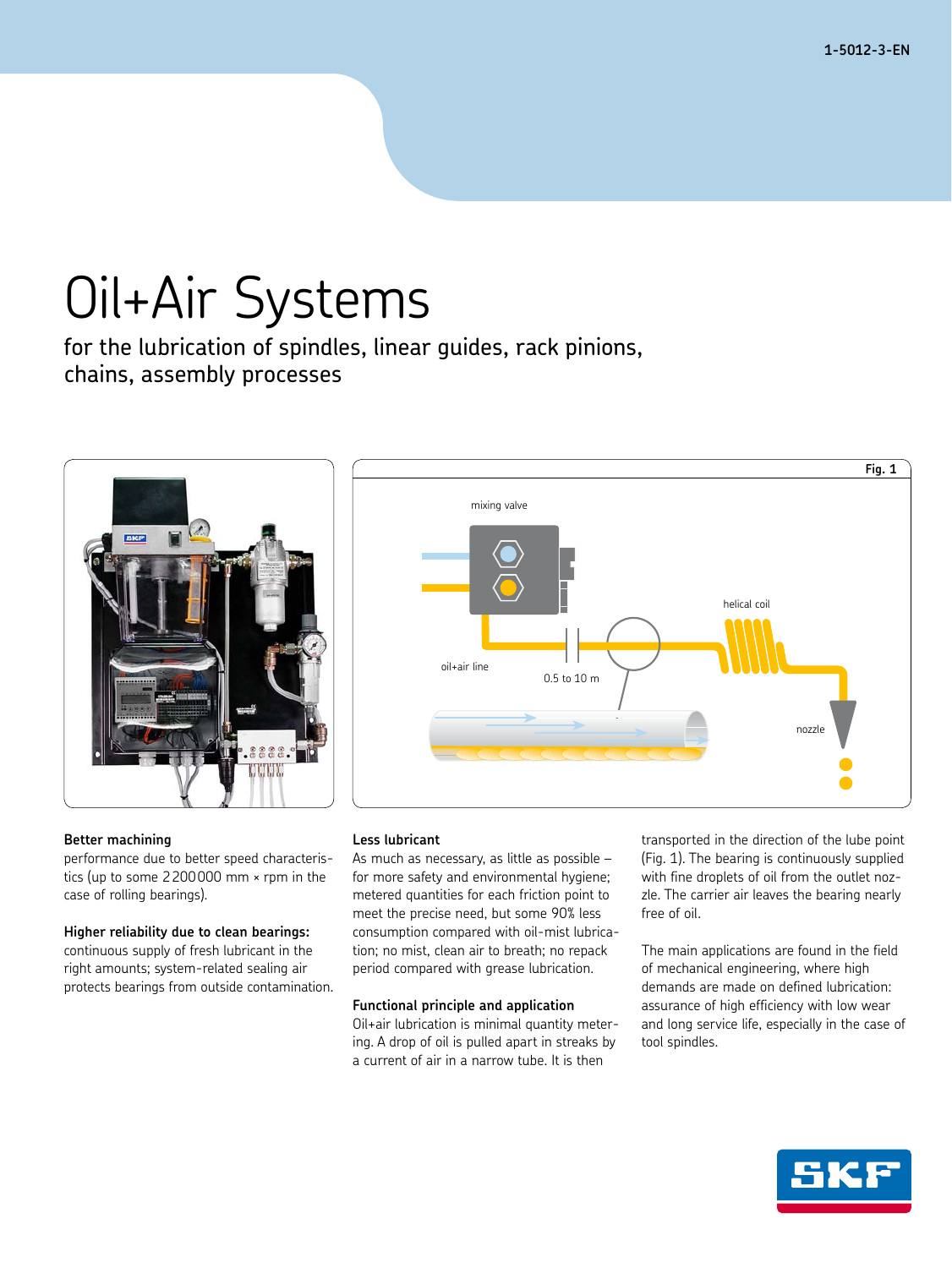# Oil+Air Systems

for the lubrication of spindles, linear guides, rack pinions, chains, assembly processes

Fig. 1

mixing valve

helical coil

oil+air line

0.5 to 10 m

nozzle

**Better machining**
performance due to better speed characteristics (up to some 2200000 mm × rpm in the case of rolling bearings).

**Higher reliability due to clean bearings:**
continuous supply of fresh lubricant in the right amounts; system-related sealing air protects bearings from outside contamination.

**Less lubricant**
As much as necessary, as little as possible – for more safety and environmental hygiene; metered quantities for each friction point to meet the precise need, but some 90% less consumption compared with oil-mist lubrication; no mist, clean air to breath; no repack period compared with grease lubrication.

**Functional principle and application**
Oil+air lubrication is minimal quantity metering. A drop of oil is pulled apart in streaks by a current of air in a narrow tube. It is then transported in the direction of the lube point (Fig. 1). The bearing is continuously supplied with fine droplets of oil from the outlet nozzle. The carrier air leaves the bearing nearly free of oil.

The main applications are found in the field of mechanical engineering, where high demands are made on defined lubrication: assurance of high efficiency with low wear and long service life, especially in the case of tool spindles.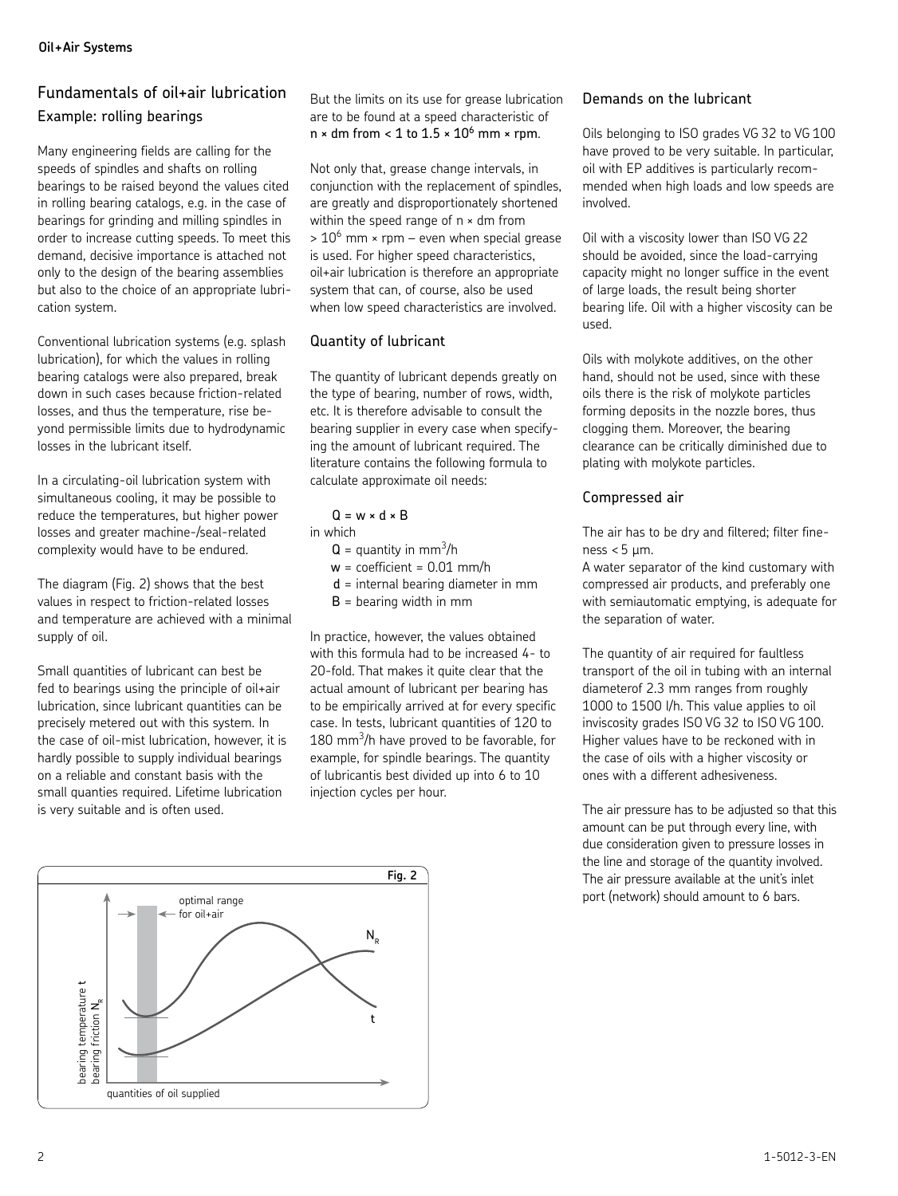## Fundamentals of oil+air lubrication

### Example: rolling bearings

Many engineering fields are calling for the speeds of spindles and shafts on rolling bearings to be raised beyond the values cited in rolling bearing catalogs, e.g. in the case of bearings for grinding and milling spindles in order to increase cutting speeds. To meet this demand, decisive importance is attached not only to the design of the bearing assemblies but also to the choice of an appropriate lubrication system.

Conventional lubrication systems (e.g. splash lubrication), for which the values in rolling bearing catalogs were also prepared, break down in such cases because friction-related losses, and thus the temperature, rise beyond permissible limits due to hydrodynamic losses in the lubricant itself.

In a circulating-oil lubrication system with simultaneous cooling, it may be possible to reduce the temperatures, but higher power losses and greater machine-/seal-related complexity would have to be endured.

The diagram (Fig. 2) shows that the best values in respect to friction-related losses and temperature are achieved with a minimal supply of oil.

Small quantities of lubricant can best be fed to bearings using the principle of oil+air lubrication, since lubricant quantities can be precisely metered out with this system. In the case of oil-mist lubrication, however, it is hardly possible to supply individual bearings on a reliable and constant basis with the small quanties required. Lifetime lubrication is very suitable and is often used.

But the limits on its use for grease lubrication are to be found at a speed characteristic of **$n \times dm$ from < 1 to $1.5 \times 10^6$ mm × rpm**.

Not only that, grease change intervals, in conjunction with the replacement of spindles, are greatly and disproportionately shortened within the speed range of $n \times dm$ from $> 10^6$ mm × rpm – even when special grease is used. For higher speed characteristics, oil+air lubrication is therefore an appropriate system that can, of course, also be used when low speed characteristics are involved.

Fig. 2

optimal range for oil+air

bearing temperature t
bearing friction $N_R$

quantities of oil supplied

### Quantity of lubricant

The quantity of lubricant depends greatly on the type of bearing, number of rows, width, etc. It is therefore advisable to consult the bearing supplier in every case when specifying the amount of lubricant required. The literature contains the following formula to calculate approximate oil needs:

$$Q = w \times d \times B$$

in which

- $Q$ = quantity in $mm^3/h$
- $w$ = coefficient = 0.01 mm/h
- $d$ = internal bearing diameter in mm
- $B$ = bearing width in mm

In practice, however, the values obtained with this formula had to be increased 4- to 20-fold. That makes it quite clear that the actual amount of lubricant per bearing has to be empirically arrived at for every specific case. In tests, lubricant quantities of 120 to 180 $mm^3/h$ have proved to be favorable, for example, for spindle bearings. The quantity of lubricantis best divided up into 6 to 10 injection cycles per hour.

### Demands on the lubricant

Oils belonging to ISO grades VG 32 to VG 100 have proved to be very suitable. In particular, oil with EP additives is particularly recommended when high loads and low speeds are involved.

Oil with a viscosity lower than ISO VG 22 should be avoided, since the load-carrying capacity might no longer suffice in the event of large loads, the result being shorter bearing life. Oil with a higher viscosity can be used.

Oils with molykote additives, on the other hand, should not be used, since with these oils there is the risk of molykote particles forming deposits in the nozzle bores, thus clogging them. Moreover, the bearing clearance can be critically diminished due to plating with molykote particles.

### Compressed air

The air has to be dry and filtered; filter fineness < 5 µm.

A water separator of the kind customary with compressed air products, and preferably one with semiautomatic emptying, is adequate for the separation of water.

The quantity of air required for faultless transport of the oil in tubing with an internal diameterof 2.3 mm ranges from roughly 1000 to 1500 l/h. This value applies to oil inviscosity grades ISO VG 32 to ISO VG 100. Higher values have to be reckoned with in the case of oils with a higher viscosity or ones with a different adhesiveness.

The air pressure has to be adjusted so that this amount can be put through every line, with due consideration given to pressure losses in the line and storage of the quantity involved. The air pressure available at the unit's inlet port (network) should amount to 6 bars.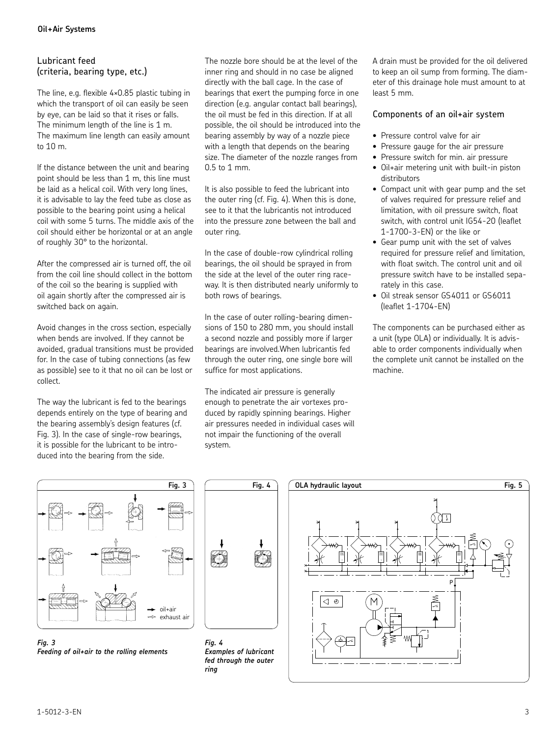## Lubricant feed (criteria, bearing type, etc.)

The line, e.g. flexible 4×0.85 plastic tubing in which the transport of oil can easily be seen by eye, can be laid so that it rises or falls. The minimum length of the line is 1 m. The maximum line length can easily amount to 10 m.

If the distance between the unit and bearing point should be less than 1 m, this line must be laid as a helical coil. With very long lines, it is advisable to lay the feed tube as close as possible to the bearing point using a helical coil with some 5 turns. The middle axis of the coil should either be horizontal or at an angle of roughly 30° to the horizontal.

After the compressed air is turned off, the oil from the coil line should collect in the bottom of the coil so the bearing is supplied with oil again shortly after the compressed air is switched back on again.

Avoid changes in the cross section, especially when bends are involved. If they cannot be avoided, gradual transitions must be provided for. In the case of tubing connections (as few as possible) see to it that no oil can be lost or collect.

The way the lubricant is fed to the bearings depends entirely on the type of bearing and the bearing assembly's design features (cf. Fig. 3). In the case of single-row bearings, it is possible for the lubricant to be introduced into the bearing from the side.

The nozzle bore should be at the level of the inner ring and should in no case be aligned directly with the ball cage. In the case of bearings that exert the pumping force in one direction (e.g. angular contact ball bearings), the oil must be fed in this direction. If at all possible, the oil should be introduced into the bearing assembly by way of a nozzle piece with a length that depends on the bearing size. The diameter of the nozzle ranges from 0.5 to 1 mm.

It is also possible to feed the lubricant into the outer ring (cf. Fig. 4). When this is done, see to it that the lubricantis not introduced into the pressure zone between the ball and outer ring.

In the case of double-row cylindrical rolling bearings, the oil should be sprayed in from the side at the level of the outer ring raceway. It is then distributed nearly uniformly to both rows of bearings.

In the case of outer rolling-bearing dimensions of 150 to 280 mm, you should install a second nozzle and possibly more if larger bearings are involved.When lubricantis fed through the outer ring, one single bore will suffice for most applications.

The indicated air pressure is generally enough to penetrate the air vortexes produced by rapidly spinning bearings. Higher air pressures needed in individual cases will not impair the functioning of the overall system.

A drain must be provided for the oil delivered to keep an oil sump from forming. The diameter of this drainage hole must amount to at least 5 mm.

## Components of an oil+air system

- Pressure control valve for air
- Pressure gauge for the air pressure
- Pressure switch for min. air pressure
- Oil+air metering unit with built-in piston distributors
- Compact unit with gear pump and the set of valves required for pressure relief and limitation, with oil pressure switch, float switch, with control unit IG54-20 (leaflet 1-1700-3-EN) or the like or
- Gear pump unit with the set of valves required for pressure relief and limitation, with float switch. The control unit and oil pressure switch have to be installed separately in this case.
- Oil streak sensor GS4011 or GS6011 (leaflet 1-1704-EN)

The components can be purchased either as a unit (type OLA) or individually. It is advisable to order components individually when the complete unit cannot be installed on the machine.

**Fig. 3**

oil+air
exhaust air

***Fig. 3***
***Feeding of oil+air to the rolling elements***

**Fig. 4**

***Fig. 4***
***Examples of lubricant fed through the outer ring***

**OLA hydraulic layout** **Fig. 5**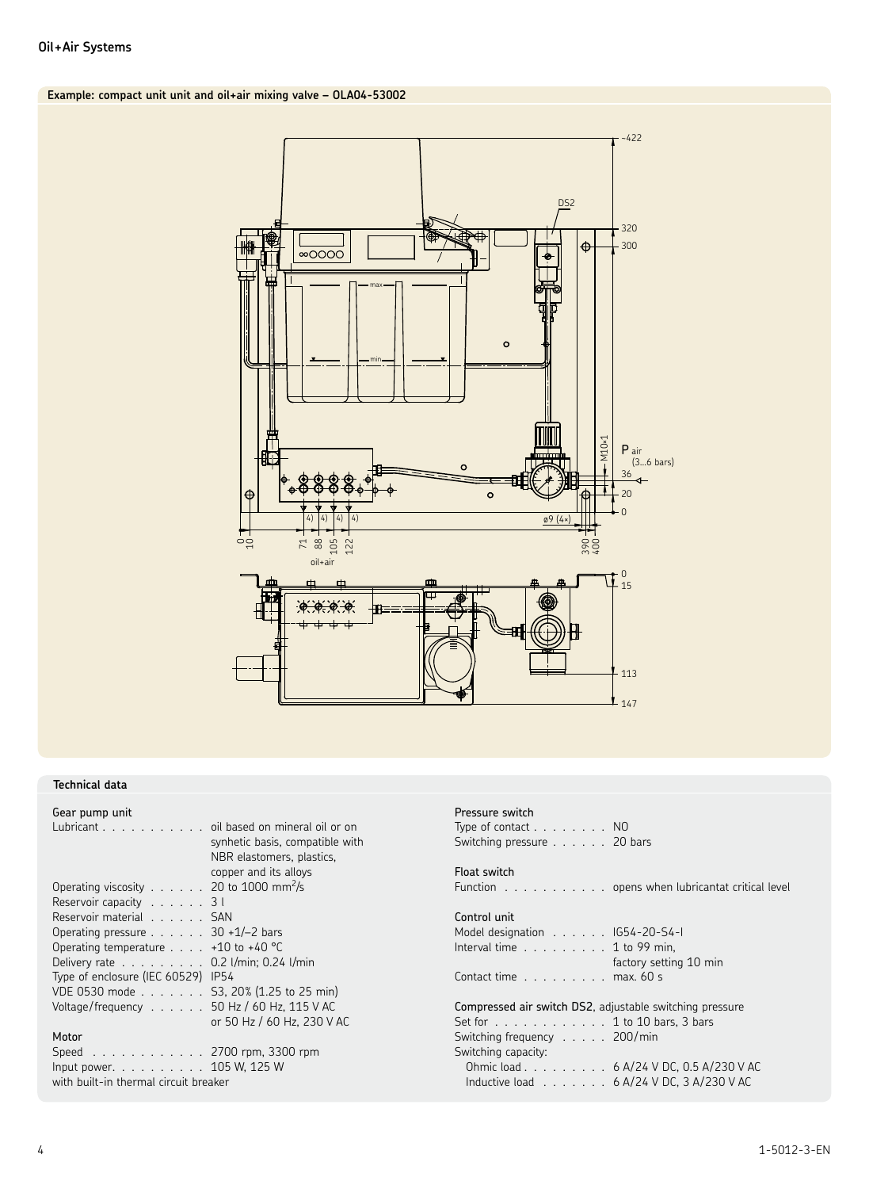## Example: compact unit unit and oil+air mixing valve – OLA04-53002

## Technical data

### Gear pump unit

| | |
|---|---|
| Lubricant | oil based on mineral oil or on synhetic basis, compatible with NBR elastomers, plastics, copper and its alloys |
| Operating viscosity | 20 to 1000 mm²/s |
| Reservoir capacity | 3 l |
| Reservoir material | SAN |
| Operating pressure | 30 +1/–2 bars |
| Operating temperature | +10 to +40 °C |
| Delivery rate | 0.2 l/min; 0.24 l/min |
| Type of enclosure (IEC 60529) | IP54 |
| VDE 0530 mode | S3, 20% (1.25 to 25 min) |
| Voltage/frequency | 50 Hz / 60 Hz, 115 V AC or 50 Hz / 60 Hz, 230 V AC |

### Motor

| | |
|---|---|
| Speed | 2700 rpm, 3300 rpm |
| Input power. | 105 W, 125 W |

with built-in thermal circuit breaker

### Pressure switch

| | |
|---|---|
| Type of contact | NO |
| Switching pressure | 20 bars |

### Float switch

| | |
|---|---|
| Function | opens when lubricantat critical level |

### Control unit

| | |
|---|---|
| Model designation | IG54-20-S4-I |
| Interval time | 1 to 99 min, factory setting 10 min |
| Contact time | max. 60 s |

**Compressed air switch DS2**, adjustable switching pressure

| | |
|---|---|
| Set for | 1 to 10 bars, 3 bars |
| Switching frequency | 200/min |
| Switching capacity: | |
| Ohmic load | 6 A/24 V DC, 0.5 A/230 V AC |
| Inductive load | 6 A/24 V DC, 3 A/230 V AC |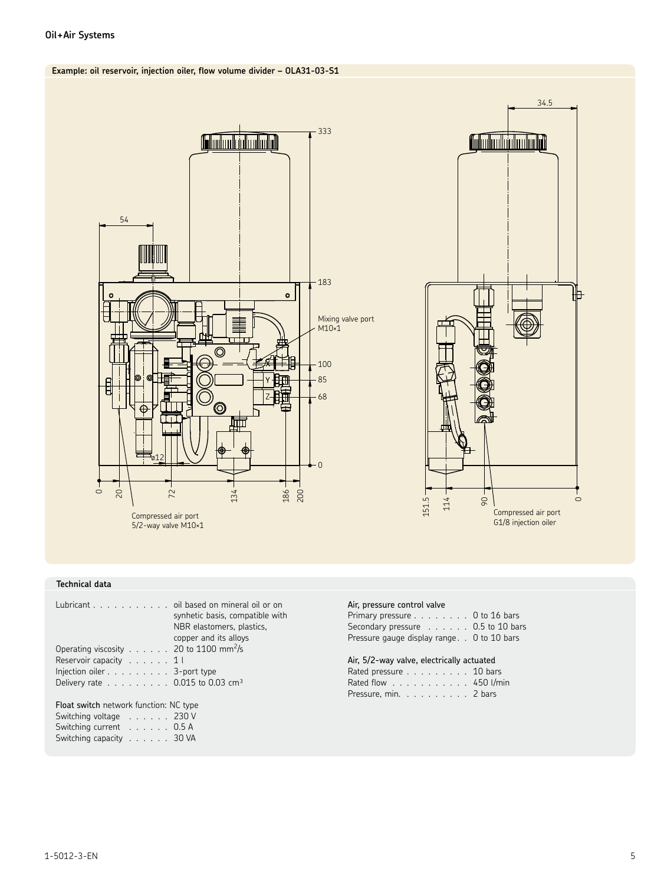**Example: oil reservoir, injection oiler, flow volume divider – OLA31-03-S1**

Mixing valve port M10×1

Compressed air port 5/2-way valve M10×1

Compressed air port G1/8 injection oiler

## Technical data

Lubricant . . . . . . . . . . . oil based on mineral oil or on synhetic basis, compatible with NBR elastomers, plastics, copper and its alloys
Operating viscosity . . . . . . 20 to 1100 $mm^2/s$
Reservoir capacity . . . . . . 1 l
Injection oiler . . . . . . . . . 3-port type
Delivery rate . . . . . . . . . 0.015 to 0.03 $cm^3$

**Float switch** network function: NC type
Switching voltage . . . . . . 230 V
Switching current . . . . . . 0.5 A
Switching capacity . . . . . . 30 VA

Air, pressure control valve
Primary pressure . . . . . . . . 0 to 16 bars
Secondary pressure . . . . . . 0.5 to 10 bars
Pressure gauge display range . . 0 to 10 bars

Air, 5/2-way valve, electrically actuated
Rated pressure . . . . . . . . . 10 bars
Rated flow . . . . . . . . . . . 450 l/min
Pressure, min. . . . . . . . . . 2 bars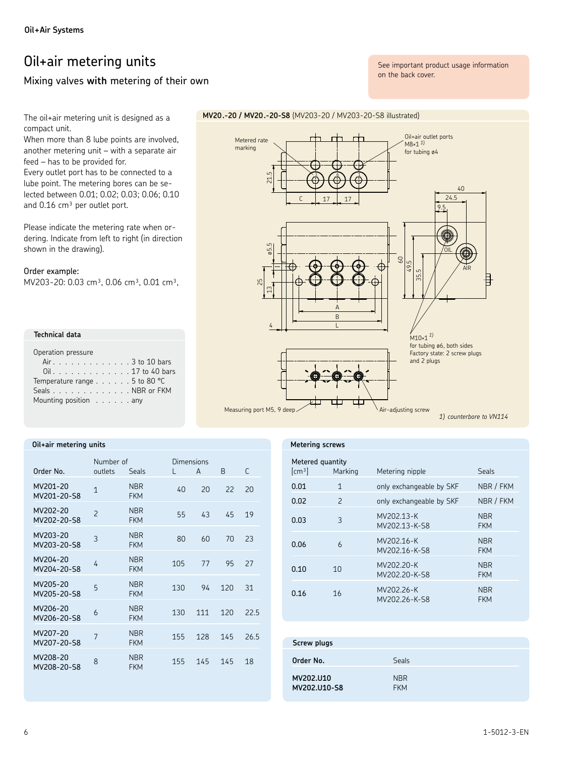# Oil+air metering units

## Mixing valves **with** metering of their own

See important product usage information on the back cover.

The oil+air metering unit is designed as a compact unit.
When more than 8 lube points are involved, another metering unit – with a separate air feed – has to be provided for.
Every outlet port has to be connected to a lube point. The metering bores can be selected between 0.01; 0.02; 0.03; 0.06; 0.10 and 0.16 cm³ per outlet port.

Please indicate the metering rate when ordering. Indicate from left to right (in direction shown in the drawing).

**Order example:**
MV203-20: 0.03 cm³, 0.06 cm³, 0.01 cm³,

### Technical data

Operation pressure
- Air . . . . . . . . . . . . . 3 to 10 bars
- Oil . . . . . . . . . . . . . 17 to 40 bars

Temperature range . . . . . . 5 to 80 °C
Seals . . . . . . . . . . . . . NBR or FKM
Mounting position . . . . . . any

**MV20.-20 / MV20.-20-S8** (MV203-20 / MV203-20-S8 illustrated)

Metered rate marking

Oil+air outlet ports M8×1 [1] for tubing ø4

M10×1 [1] for tubing ø6, both sides
Factory state: 2 screw plugs and 2 plugs

Measuring port M5, 9 deep

Air-adjusting screw

1) counterbore to VN114

### Oil+air metering units

| Order No. | Number of outlets | Seals | Dimensions L | A | B | C |
|---|---|---|---|---|---|---|
| MV201-20<br>MV201-20-S8 | 1 | NBR<br>FKM | 40 | 20 | 22 | 20 |
| MV202-20<br>MV202-20-S8 | 2 | NBR<br>FKM | 55 | 43 | 45 | 19 |
| MV203-20<br>MV203-20-S8 | 3 | NBR<br>FKM | 80 | 60 | 70 | 23 |
| MV204-20<br>MV204-20-S8 | 4 | NBR<br>FKM | 105 | 77 | 95 | 27 |
| MV205-20<br>MV205-20-S8 | 5 | NBR<br>FKM | 130 | 94 | 120 | 31 |
| MV206-20<br>MV206-20-S8 | 6 | NBR<br>FKM | 130 | 111 | 120 | 22.5 |
| MV207-20<br>MV207-20-S8 | 7 | NBR<br>FKM | 155 | 128 | 145 | 26.5 |
| MV208-20<br>MV208-20-S8 | 8 | NBR<br>FKM | 155 | 145 | 145 | 18 |

### Metering screws

| Metered quantity [cm³] | Marking | Metering nipple | Seals |
|---|---|---|---|
| 0.01 | 1 | only exchangeable by SKF | NBR / FKM |
| 0.02 | 2 | only exchangeable by SKF | NBR / FKM |
| 0.03 | 3 | MV202.13-K<br>MV202.13-K-S8 | NBR<br>FKM |
| 0.06 | 6 | MV202.16-K<br>MV202.16-K-S8 | NBR<br>FKM |
| 0.10 | 10 | MV202.20-K<br>MV202.20-K-S8 | NBR<br>FKM |
| 0.16 | 16 | MV202.26-K<br>MV202.26-K-S8 | NBR<br>FKM |

### Screw plugs

| Order No. | Seals |
|---|---|
| **MV202.U10**<br>**MV202.U10-S8** | NBR<br>FKM |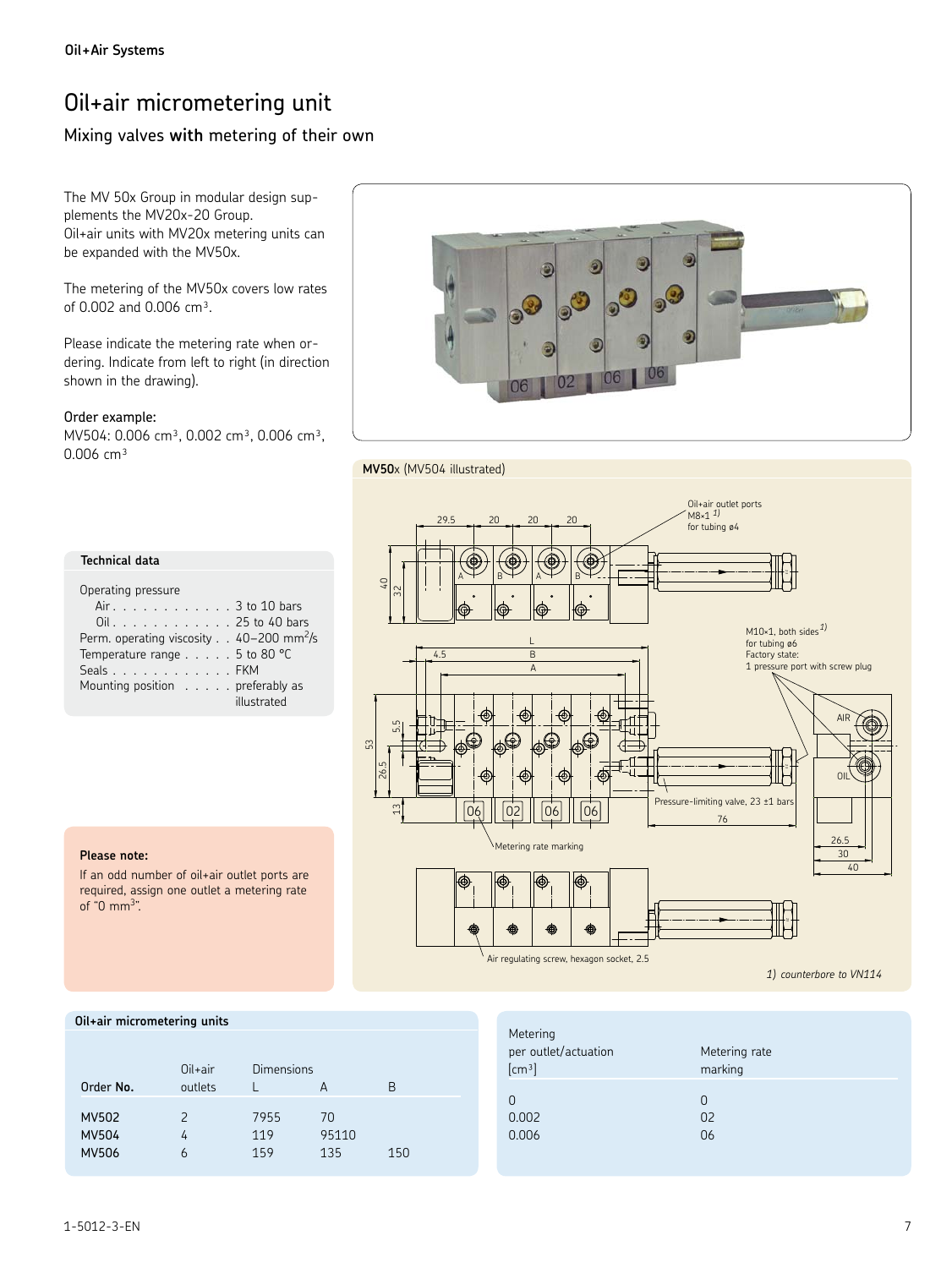Oil+Air Systems

# Oil+air micrometering unit

## Mixing valves **with** metering of their own

The MV 50x Group in modular design supplements the MV20x-20 Group.
Oil+air units with MV20x metering units can be expanded with the MV50x.

The metering of the MV50x covers low rates of 0.002 and 0.006 $cm^3$.

Please indicate the metering rate when ordering. Indicate from left to right (in direction shown in the drawing).

Order example:
MV504: 0.006 $cm^3$, 0.002 $cm^3$, 0.006 $cm^3$, 0.006 $cm^3$

**MV50**x (MV504 illustrated)

Oil+air outlet ports M8×1 1) for tubing ø4

M10×1, both sides 1) for tubing ø6
Factory state:
1 pressure port with screw plug

Pressure-limiting valve, 23 ±1 bars

Metering rate marking

Air regulating screw, hexagon socket, 2.5

*1) counterbore to VN114*

### Technical data

| | |
|---|---|
| Operating pressure | |
| Air | 3 to 10 bars |
| Oil | 25 to 40 bars |
| Perm. operating viscosity | 40–200 $mm^2/s$ |
| Temperature range | 5 to 80 °C |
| Seals | FKM |
| Mounting position | preferably as illustrated |

**Please note:**
If an odd number of oil+air outlet ports are required, assign one outlet a metering rate of "0 $mm^3$".

### Oil+air micrometering units

| Order No. | Oil+air outlets | Dimensions L | A | B |
|---|---|---|---|---|
| MV502 | 2 | 79 | 55 | 70 |
| MV504 | 4 | 119 | 95 | 110 |
| MV506 | 6 | 159 | 135 | 150 |

| Metering per outlet/actuation [$cm^3$] | Metering rate marking |
|---|---|
| 0 | 0 |
| 0.002 | 02 |
| 0.006 | 06 |

1-5012-3-EN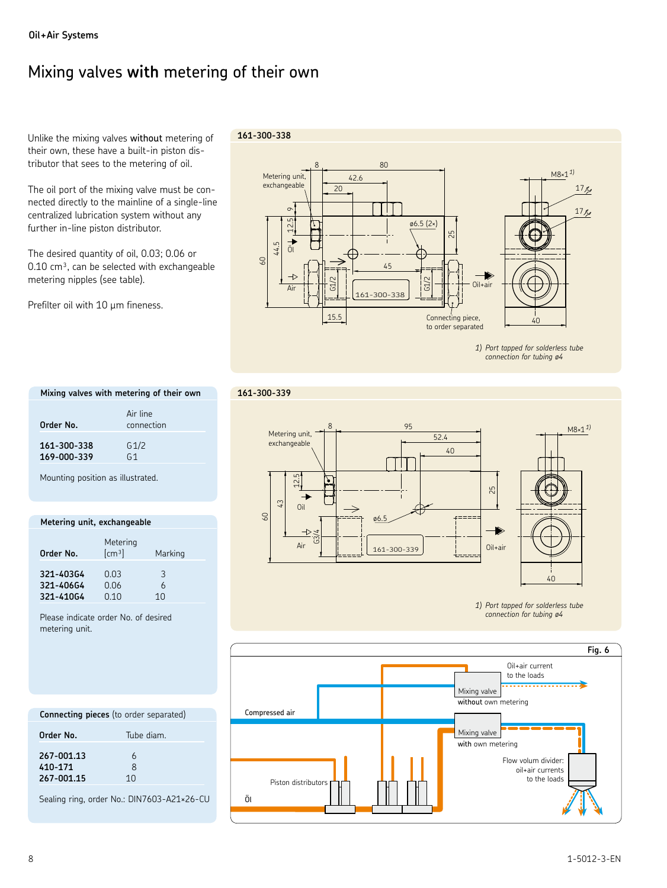Oil+Air Systems

# Mixing valves **with** metering of their own

Unlike the mixing valves **without** metering of their own, these have a built-in piston distributor that sees to the metering of oil.

The oil port of the mixing valve must be connected directly to the mainline of a single-line centralized lubrication system without any further in-line piston distributor.

The desired quantity of oil, 0.03; 0.06 or 0.10 $cm^3$, can be selected with exchangeable metering nipples (see table).

Prefilter oil with 10 µm fineness.

**161-300-338**

1) Port tapped for solderless tube connection for tubing ø4

**161-300-339**

1) Port tapped for solderless tube connection for tubing ø4

**Mixing valves with metering of their own**

| Order No. | Air line connection |
|---|---|
| **161-300-338** | G1/2 |
| **169-000-339** | G1 |

Mounting position as illustrated.

**Metering unit, exchangeable**

| Order No. | Metering [$cm^3$] | Marking |
|---|---|---|
| **321-403G4** | 0.03 | 3 |
| **321-406G4** | 0.06 | 6 |
| **321-410G4** | 0.10 | 10 |

Please indicate order No. of desired metering unit.

**Connecting pieces** (to order separated)

| Order No. | Tube diam. |
|---|---|
| **267-001.13** | 6 |
| **410-171** | 8 |
| **267-001.15** | 10 |

Sealing ring, order No.: DIN7603-A21×26-CU

**Fig. 6**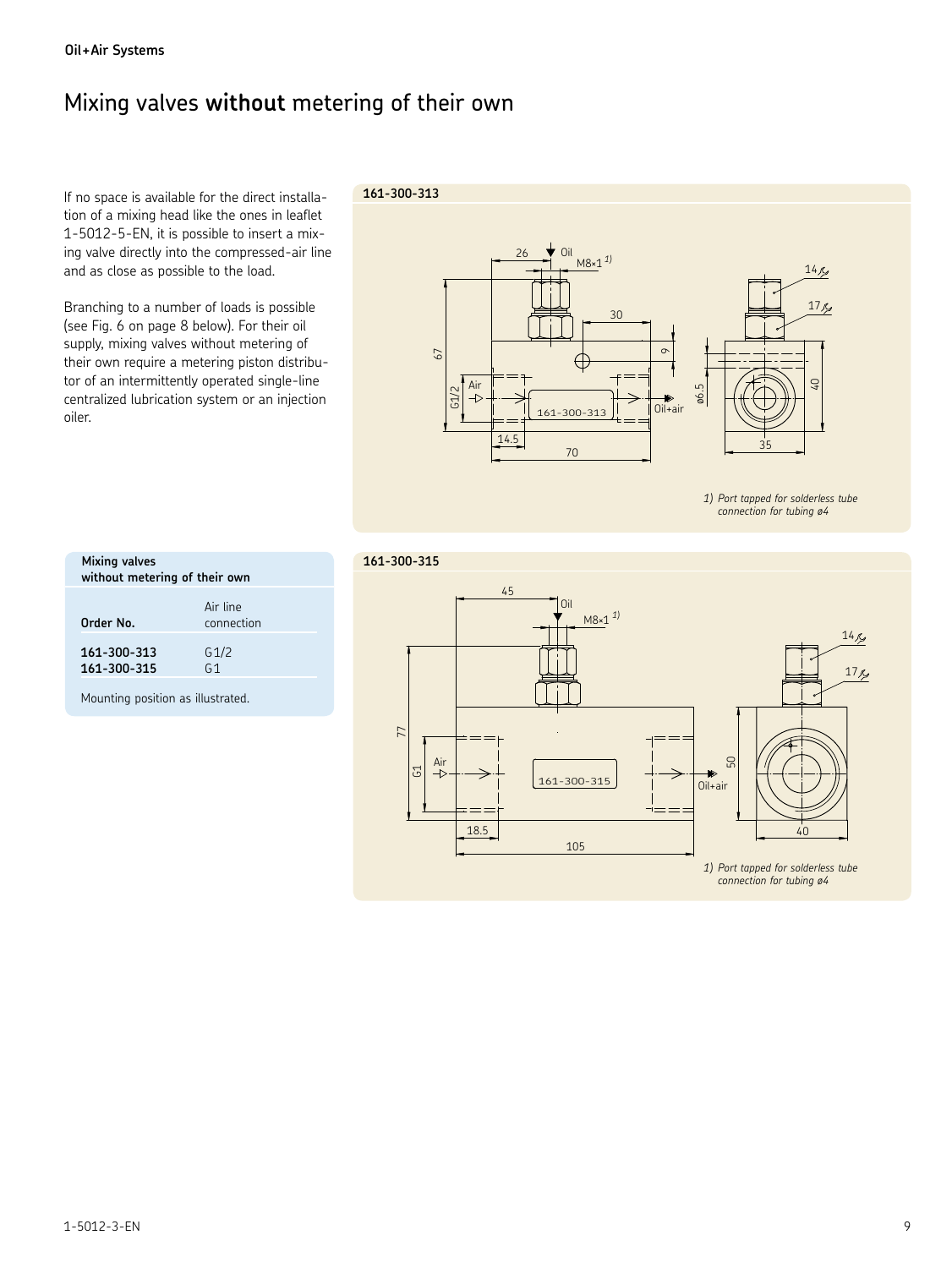Oil+Air Systems

# Mixing valves **without** metering of their own

If no space is available for the direct installation of a mixing head like the ones in leaflet 1-5012-5-EN, it is possible to insert a mixing valve directly into the compressed-air line and as close as possible to the load.

Branching to a number of loads is possible (see Fig. 6 on page 8 below). For their oil supply, mixing valves without metering of their own require a metering piston distributor of an intermittently operated single-line centralized lubrication system or an injection oiler.

**161-300-313**

*1) Port tapped for solderless tube connection for tubing ø4*

**Mixing valves without metering of their own**

| Order No. | Air line connection |
|---|---|
| **161-300-313** | G1/2 |
| **161-300-315** | G1 |

Mounting position as illustrated.

**161-300-315**

*1) Port tapped for solderless tube connection for tubing ø4*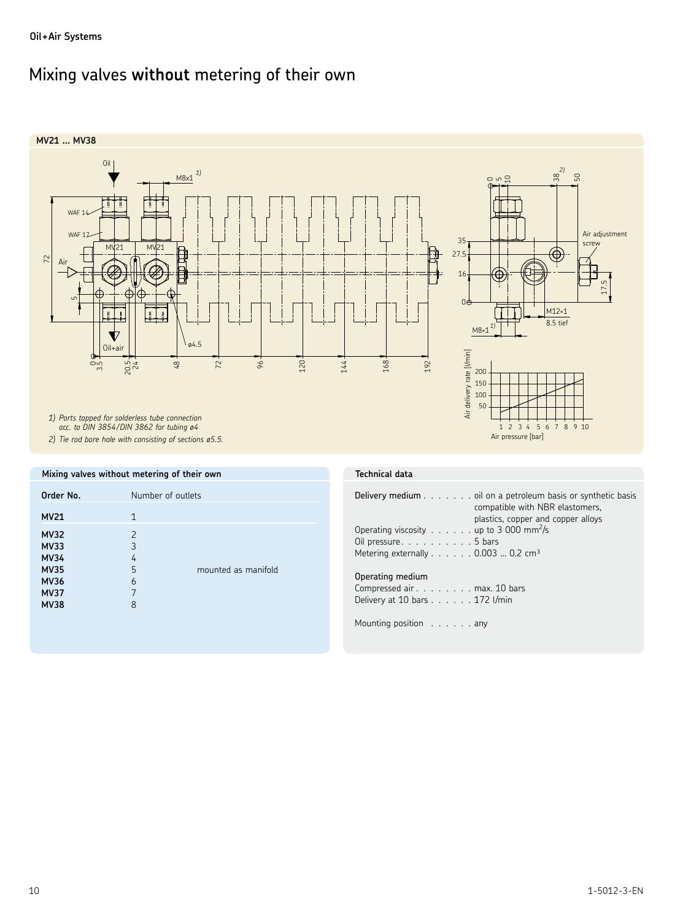Oil+Air Systems

# Mixing valves **without** metering of their own

## MV21 ... MV38

1) Ports tapped for solderless tube connection acc. to DIN 3854/DIN 3862 for tubing ø4

2) Tie rod bore hole with consisting of sections ø5.5.

### Mixing valves without metering of their own

| Order No. | Number of outlets | |
|---|---|---|
| **MV21** | 1 | |
| **MV32** | 2 | |
| **MV33** | 3 | |
| **MV34** | 4 | |
| **MV35** | 5 | mounted as manifold |
| **MV36** | 6 | |
| **MV37** | 7 | |
| **MV38** | 8 | |

### Technical data

**Delivery medium** . . . . . . . oil on a petroleum basis or synthetic basis compatible with NBR elastomers, plastics, copper and copper alloys

Operating viscosity . . . . . . up to 3 000 $mm^2/s$

Oil pressure. . . . . . . . . . 5 bars

Metering externally . . . . . . 0.003 ... 0.2 $cm^3$

**Operating medium**

Compressed air . . . . . . . . max. 10 bars

Delivery at 10 bars . . . . . . 172 l/min

Mounting position . . . . . . any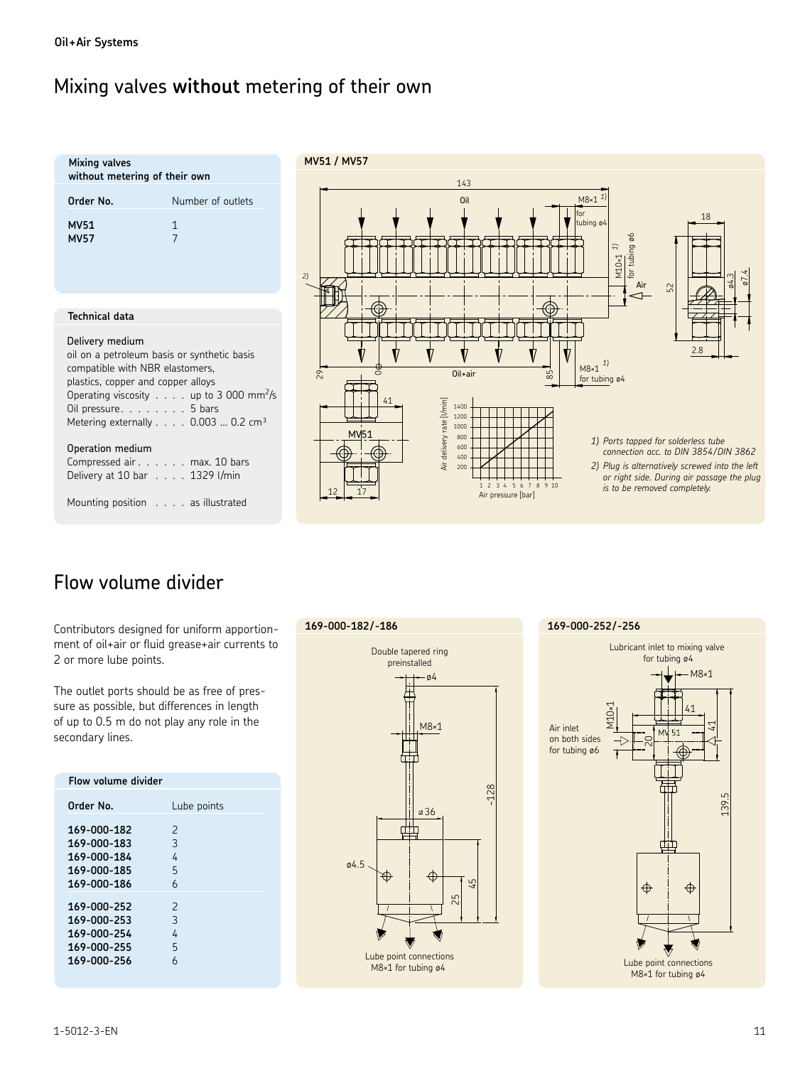# Mixing valves **without** metering of their own

| Mixing valves without metering of their own | |
|---|---|
| **Order No.** | Number of outlets |
| **MV51** | 1 |
| **MV57** | 7 |

**Technical data**

Delivery medium
oil on a petroleum basis or synthetic basis compatible with NBR elastomers, plastics, copper and copper alloys
Operating viscosity . . . . up to 3 000 $mm^2/s$
Oil pressure. . . . . . . . 5 bars
Metering externally . . . . 0.003 ... 0.2 $cm^3$

Operation medium
Compressed air . . . . . . max. 10 bars
Delivery at 10 bar . . . . 1329 l/min

Mounting position . . . . as illustrated

**MV51 / MV57**

1) Ports tapped for solderless tube connection acc. to DIN 3854/DIN 3862
2) Plug is alternatively screwed into the left or right side. During air passage the plug is to be removed completely.

# Flow volume divider

Contributors designed for uniform apportionment of oil+air or fluid grease+air currents to 2 or more lube points.

The outlet ports should be as free of pressure as possible, but differences in length of up to 0.5 m do not play any role in the secondary lines.

| Flow volume divider | |
|---|---|
| **Order No.** | Lube points |
| 169-000-182 | 2 |
| 169-000-183 | 3 |
| 169-000-184 | 4 |
| 169-000-185 | 5 |
| 169-000-186 | 6 |
| 169-000-252 | 2 |
| 169-000-253 | 3 |
| 169-000-254 | 4 |
| 169-000-255 | 5 |
| 169-000-256 | 6 |

**169-000-182/-186**

Double tapered ring preinstalled

Lube point connections M8×1 for tubing ø4

**169-000-252/-256**

Lubricant inlet to mixing valve for tubing ø4

Air inlet on both sides for tubing ø6

Lube point connections M8×1 for tubing ø4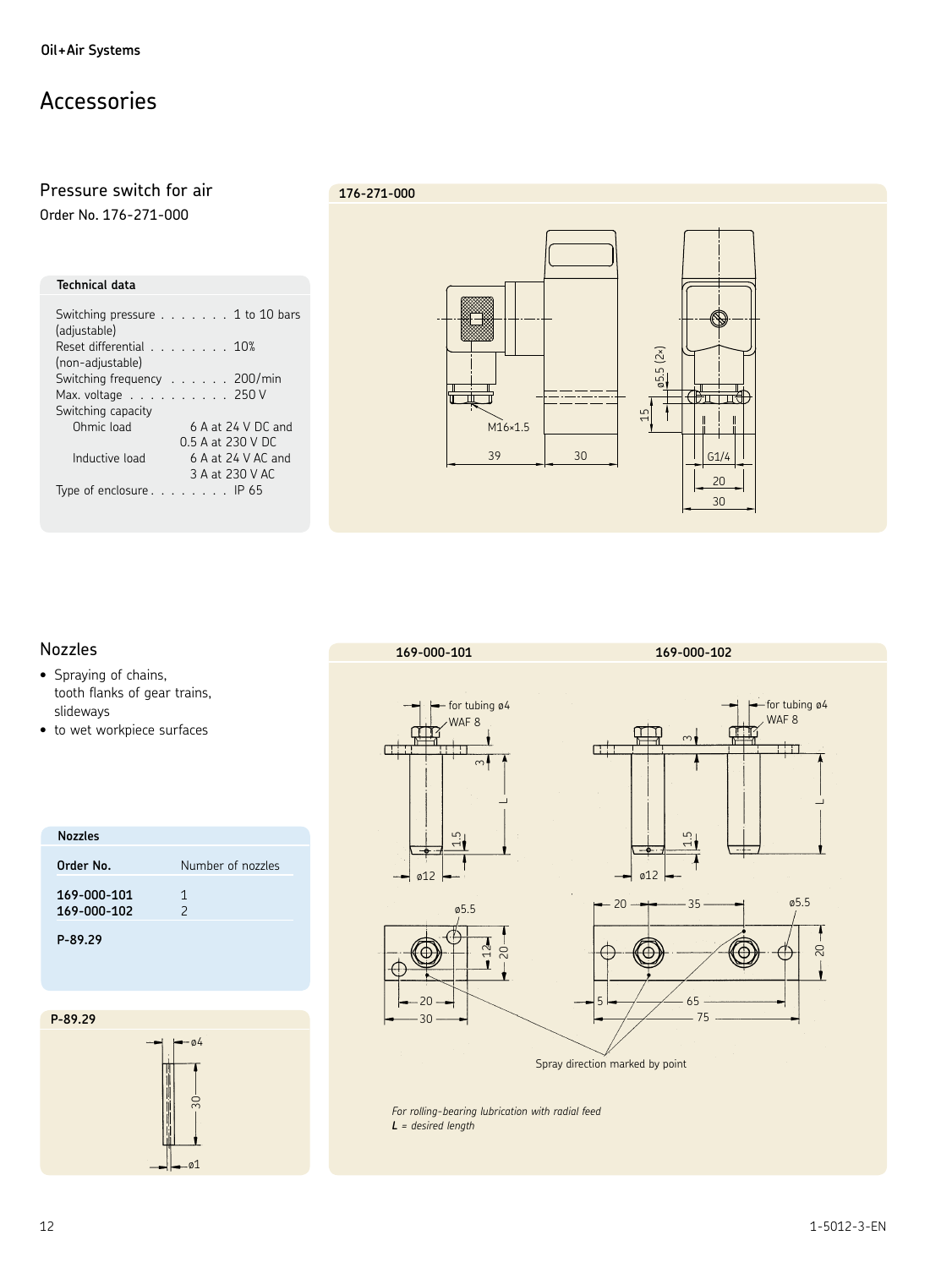Oil+Air Systems

# Accessories

## Pressure switch for air

Order No. 176-271-000

**Technical data**

| | |
|---|---|
| Switching pressure (adjustable) | 1 to 10 bars |
| Reset differential (non-adjustable) | 10% |
| Switching frequency | 200/min |
| Max. voltage | 250 V |
| Switching capacity | |
| Ohmic load | 6 A at 24 V DC and 0.5 A at 230 V DC |
| Inductive load | 6 A at 24 V AC and 3 A at 230 V AC |
| Type of enclosure | IP 65 |

**176-271-000**

M16×1.5, 39, 30, ø5.5 (2×), 15, G1/4, 20, 30

## Nozzles

- Spraying of chains, tooth flanks of gear trains, slideways
- to wet workpiece surfaces

**Nozzles**

| Order No. | Number of nozzles |
|---|---|
| 169-000-101 | 1 |
| 169-000-102 | 2 |
| **P-89.29** | |

**P-89.29**

ø4, 30, ø1

**169-000-101** **169-000-102**

for tubing ø4, WAF 8, 3, L, 1.5, ø12, ø5.5, 12, 20, 20, 30, 35, 5, 65, 75

Spray direction marked by point

*For rolling-bearing lubrication with radial feed*
***L** = desired length*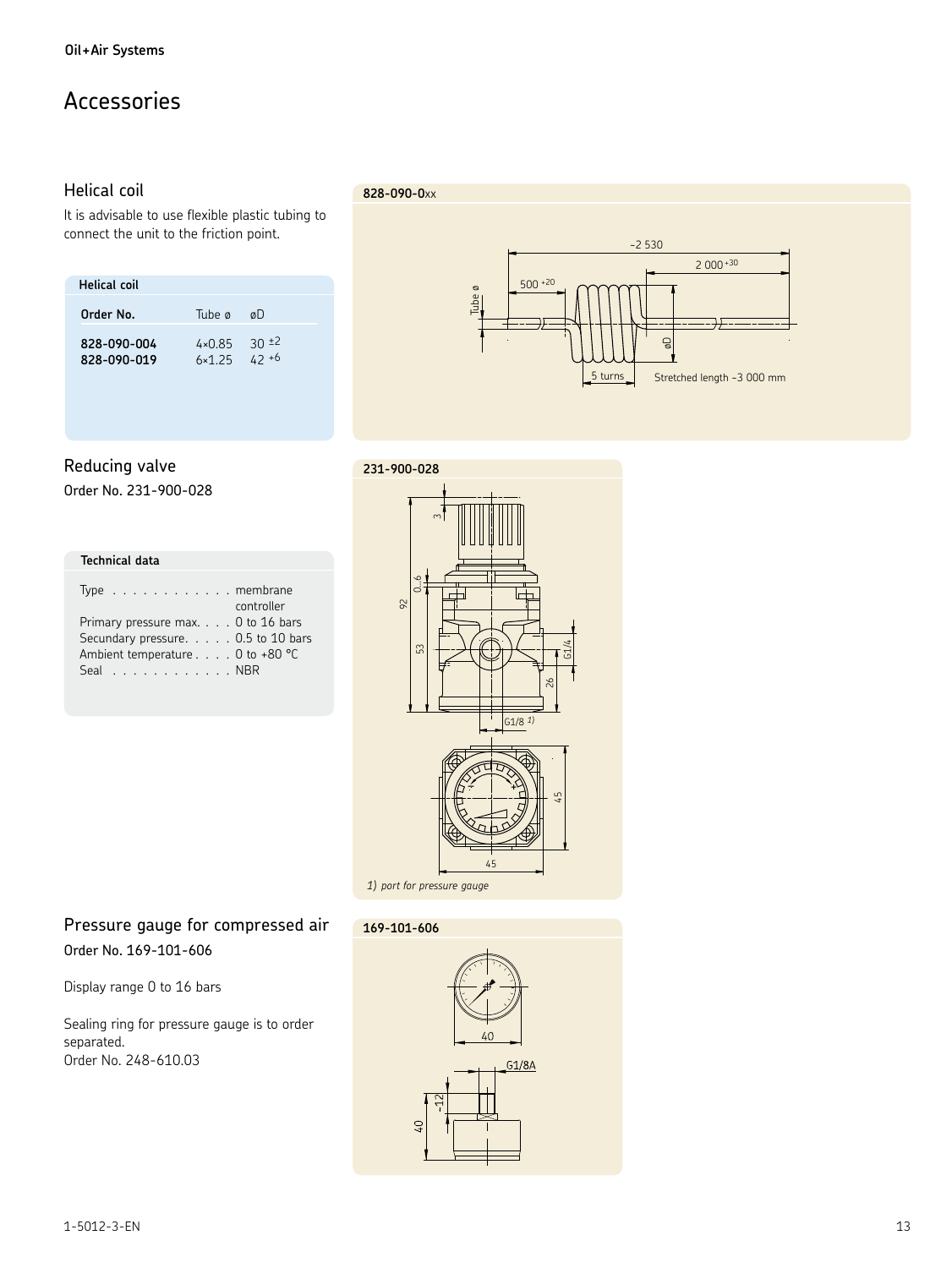Oil+Air Systems

# Accessories

## Helical coil

It is advisable to use flexible plastic tubing to connect the unit to the friction point.

**Helical coil**

| Order No. | Tube ø | øD |
|---|---|---|
| **828-090-004** | 4×0.85 | 30 $^{\pm 2}$ |
| **828-090-019** | 6×1.25 | 42 $^{+6}$ |

**828-090-0**xx

~2 530

2 000 $^{+30}$

500 $^{+20}$

Tube ø

øD

5 turns

Stretched length ~3 000 mm

## Reducing valve

Order No. 231-900-028

**Technical data**

| | |
|---|---|
| Type | membrane controller |
| Primary pressure max. | 0 to 16 bars |
| Secundary pressure | 0.5 to 10 bars |
| Ambient temperature | 0 to +80 °C |
| Seal | NBR |

**231-900-028**

3, 0...6, 92, 53, 26, G1/4, G1/8 1), 45, 45

*1) port for pressure gauge*

## Pressure gauge for compressed air

Order No. 169-101-606

Display range 0 to 16 bars

Sealing ring for pressure gauge is to order separated.
Order No. 248-610.03

**169-101-606**

40, G1/8A, ~12, 40

1-5012-3-EN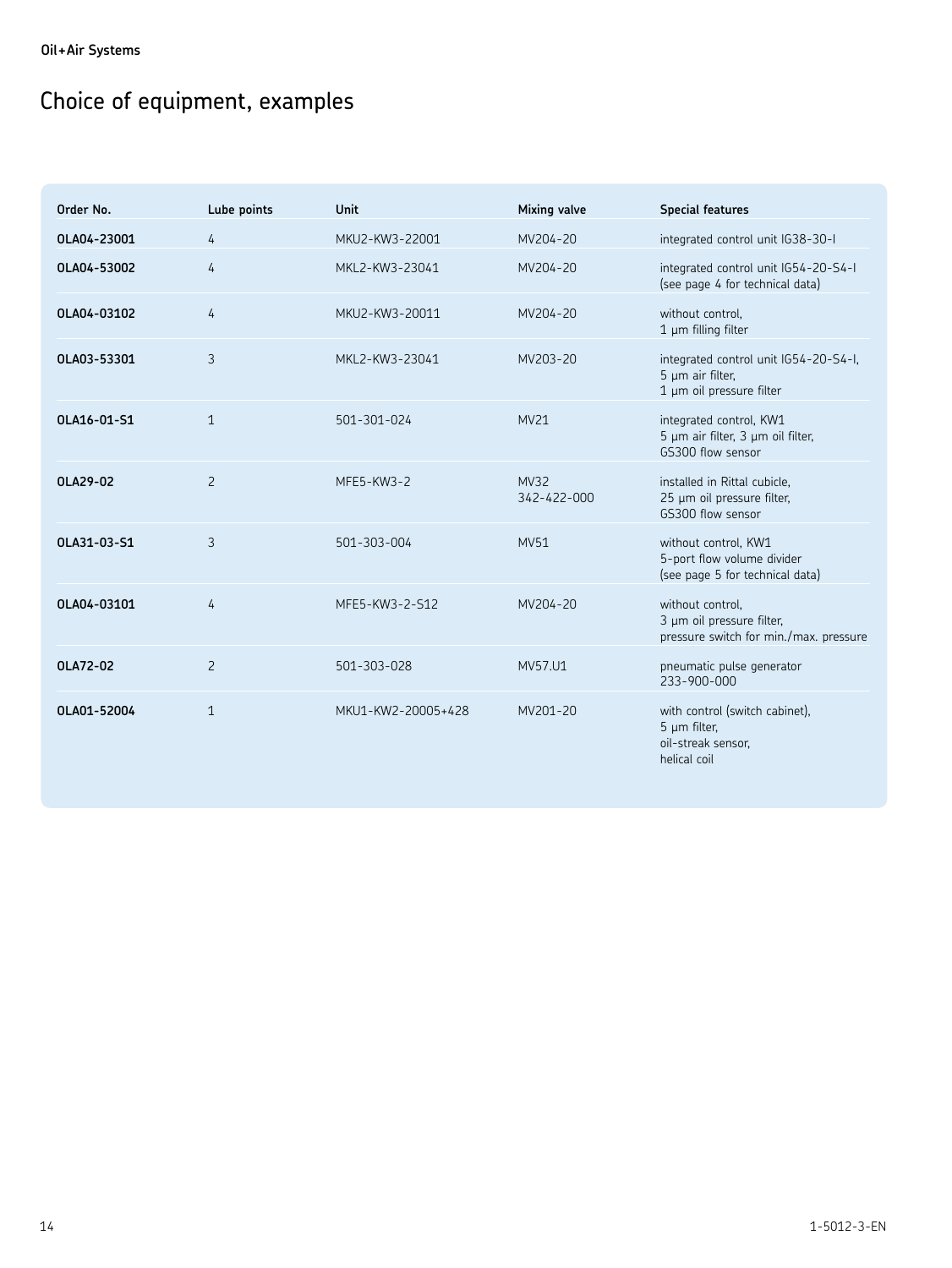Oil+Air Systems

# Choice of equipment, examples

| Order No. | Lube points | Unit | Mixing valve | Special features |
|---|---|---|---|---|
| **OLA04-23001** | 4 | MKU2-KW3-22001 | MV204-20 | integrated control unit IG38-30-I |
| **OLA04-53002** | 4 | MKL2-KW3-23041 | MV204-20 | integrated control unit IG54-20-S4-I (see page 4 for technical data) |
| **OLA04-03102** | 4 | MKU2-KW3-20011 | MV204-20 | without control, 1 µm filling filter |
| **OLA03-53301** | 3 | MKL2-KW3-23041 | MV203-20 | integrated control unit IG54-20-S4-I, 5 µm air filter, 1 µm oil pressure filter |
| **OLA16-01-S1** | 1 | 501-301-024 | MV21 | integrated control, KW1 5 µm air filter, 3 µm oil filter, GS300 flow sensor |
| **OLA29-02** | 2 | MFE5-KW3-2 | MV32 342-422-000 | installed in Rittal cubicle, 25 µm oil pressure filter, GS300 flow sensor |
| **OLA31-03-S1** | 3 | 501-303-004 | MV51 | without control, KW1 5-port flow volume divider (see page 5 for technical data) |
| **OLA04-03101** | 4 | MFE5-KW3-2-S12 | MV204-20 | without control, 3 µm oil pressure filter, pressure switch for min./max. pressure |
| **OLA72-02** | 2 | 501-303-028 | MV57.U1 | pneumatic pulse generator 233-900-000 |
| **OLA01-52004** | 1 | MKU1-KW2-20005+428 | MV201-20 | with control (switch cabinet), 5 µm filter, oil-streak sensor, helical coil |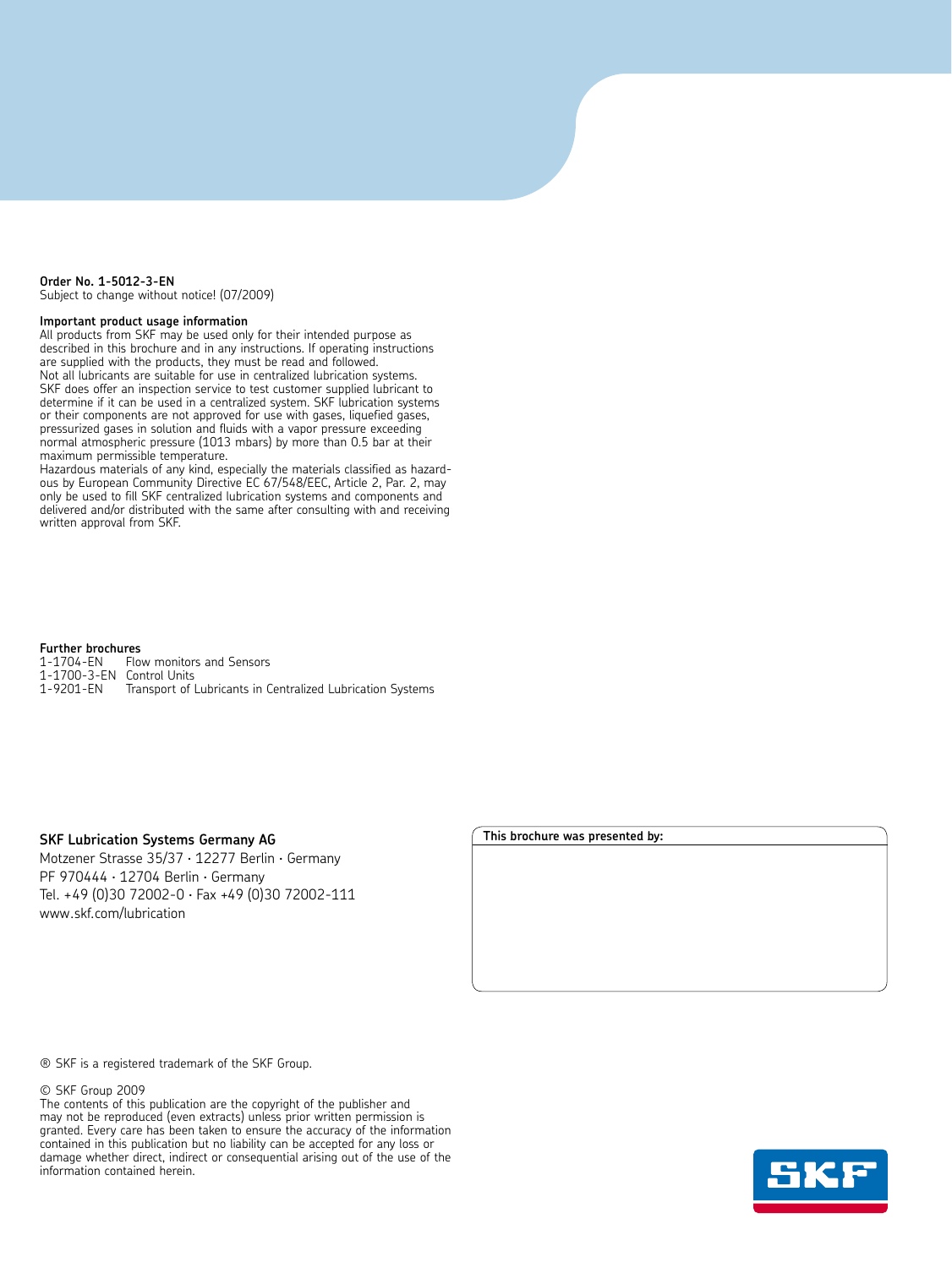**Order No. 1-5012-3-EN**
Subject to change without notice! (07/2009)

**Important product usage information**
All products from SKF may be used only for their intended purpose as described in this brochure and in any instructions. If operating instructions are supplied with the products, they must be read and followed.
Not all lubricants are suitable for use in centralized lubrication systems. SKF does offer an inspection service to test customer supplied lubricant to determine if it can be used in a centralized system. SKF lubrication systems or their components are not approved for use with gases, liquefied gases, pressurized gases in solution and fluids with a vapor pressure exceeding normal atmospheric pressure (1013 mbars) by more than 0.5 bar at their maximum permissible temperature.
Hazardous materials of any kind, especially the materials classified as hazardous by European Community Directive EC 67/548/EEC, Article 2, Par. 2, may only be used to fill SKF centralized lubrication systems and components and delivered and/or distributed with the same after consulting with and receiving written approval from SKF.

**Further brochures**

| | |
|---|---|
| 1-1704-EN | Flow monitors and Sensors |
| 1-1700-3-EN | Control Units |
| 1-9201-EN | Transport of Lubricants in Centralized Lubrication Systems |

**SKF Lubrication Systems Germany AG**
Motzener Strasse 35/37 · 12277 Berlin · Germany
PF 970444 · 12704 Berlin · Germany
Tel. +49 (0)30 72002-0 · Fax +49 (0)30 72002-111
www.skf.com/lubrication

**This brochure was presented by:**

® SKF is a registered trademark of the SKF Group.

© SKF Group 2009
The contents of this publication are the copyright of the publisher and may not be reproduced (even extracts) unless prior written permission is granted. Every care has been taken to ensure the accuracy of the information contained in this publication but no liability can be accepted for any loss or damage whether direct, indirect or consequential arising out of the use of the information contained herein.

SKF